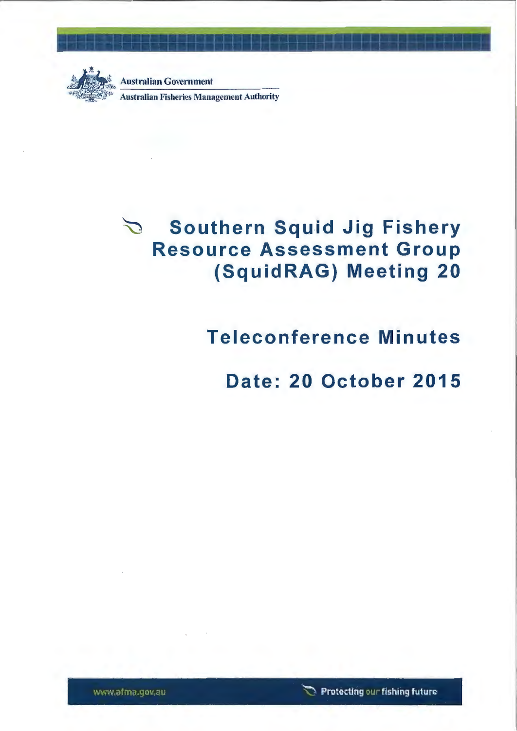Australian Government

Australian Fisheries Management Authority

# Southern Squid Jig Fishery Resource Assessment Group (SquidRAG) Meeting 20

## Teleconference Minutes

## Date: 20 October 2015

www.afma.gov.au

Protecting our fishing future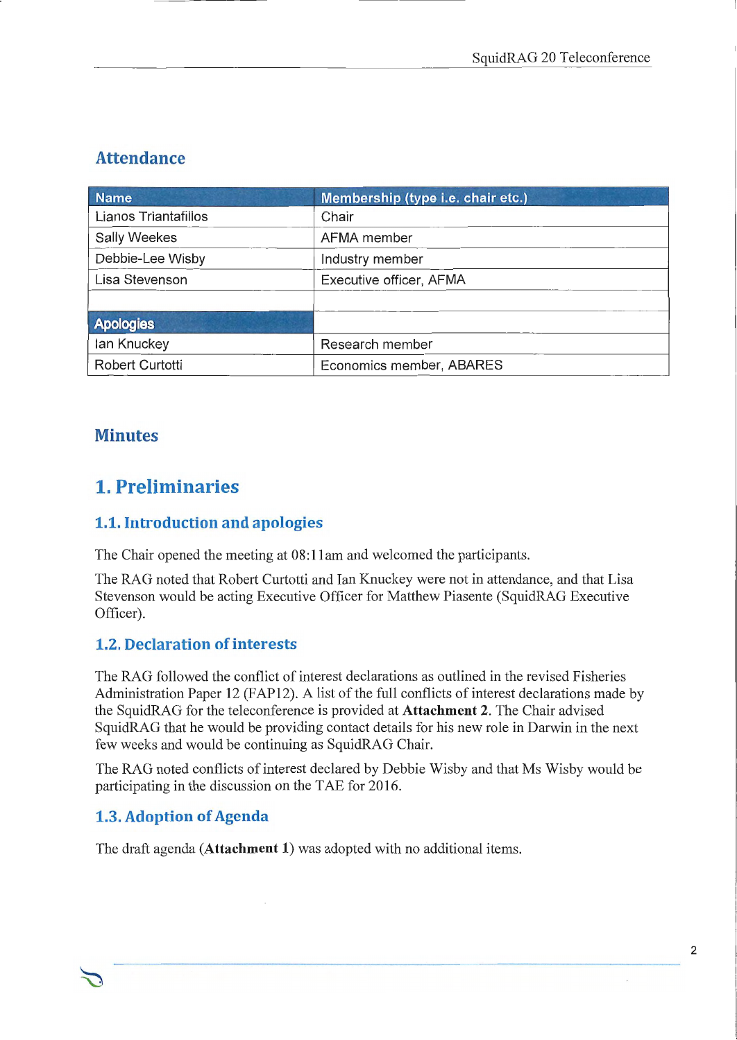## Attendance

| Name | Membership (type i.e. chair etc.) |
|---|---|
| Lianos Triantafillos | Chair |
| Sally Weekes | AFMA member |
| Debbie-Lee Wisby | Industry member |
| Lisa Stevenson | Executive officer, AFMA |
| | |
| **Apologies** | |
| Ian Knuckey | Research member |
| Robert Curtotti | Economics member, ABARES |

## Minutes

# 1. Preliminaries

## 1.1. Introduction and apologies

The Chair opened the meeting at 08:11am and welcomed the participants.

The RAG noted that Robert Curtotti and Ian Knuckey were not in attendance, and that Lisa Stevenson would be acting Executive Officer for Matthew Piasente (SquidRAG Executive Officer).

## 1.2. Declaration of interests

The RAG followed the conflict of interest declarations as outlined in the revised Fisheries Administration Paper 12 (FAP12). A list of the full conflicts of interest declarations made by the SquidRAG for the teleconference is provided at **Attachment 2**. The Chair advised SquidRAG that he would be providing contact details for his new role in Darwin in the next few weeks and would be continuing as SquidRAG Chair.

The RAG noted conflicts of interest declared by Debbie Wisby and that Ms Wisby would be participating in the discussion on the TAE for 2016.

## 1.3. Adoption of Agenda

The draft agenda (**Attachment 1**) was adopted with no additional items.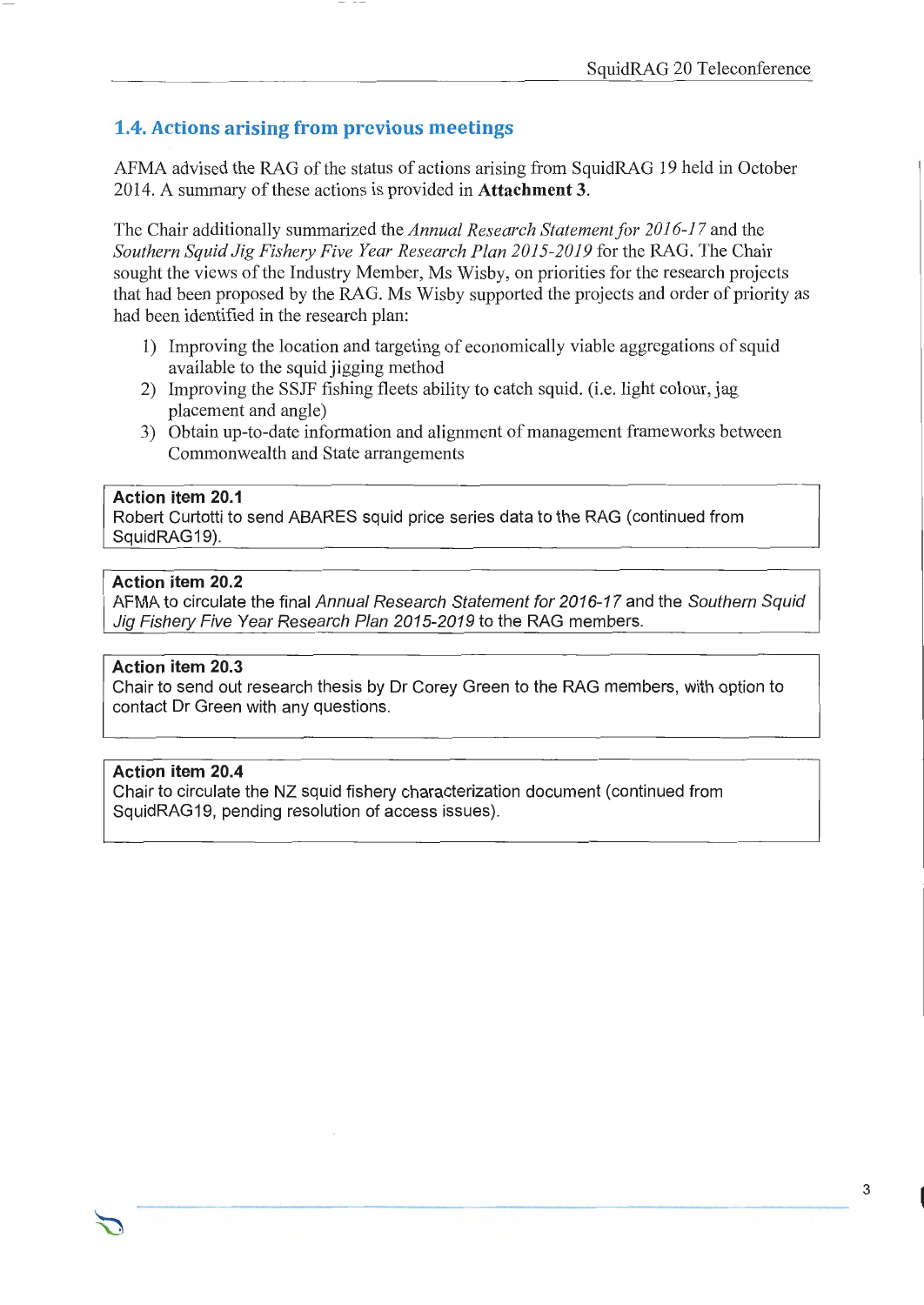## 1.4. Actions arising from previous meetings

AFMA advised the RAG of the status of actions arising from SquidRAG 19 held in October 2014. A summary of these actions is provided in **Attachment 3**.

The Chair additionally summarized the *Annual Research Statement for 2016-17* and the *Southern Squid Jig Fishery Five Year Research Plan 2015-2019* for the RAG. The Chair sought the views of the Industry Member, Ms Wisby, on priorities for the research projects that had been proposed by the RAG. Ms Wisby supported the projects and order of priority as had been identified in the research plan:

1) Improving the location and targeting of economically viable aggregations of squid available to the squid jigging method
2) Improving the SSJF fishing fleets ability to catch squid. (i.e. light colour, jag placement and angle)
3) Obtain up-to-date information and alignment of management frameworks between Commonwealth and State arrangements

> **Action item 20.1**
> Robert Curtotti to send ABARES squid price series data to the RAG (continued from SquidRAG19).

> **Action item 20.2**
> AFMA to circulate the final *Annual Research Statement for 2016-17* and the *Southern Squid Jig Fishery Five Year Research Plan 2015-2019* to the RAG members.

> **Action item 20.3**
> Chair to send out research thesis by Dr Corey Green to the RAG members, with option to contact Dr Green with any questions.

> **Action item 20.4**
> Chair to circulate the NZ squid fishery characterization document (continued from SquidRAG19, pending resolution of access issues).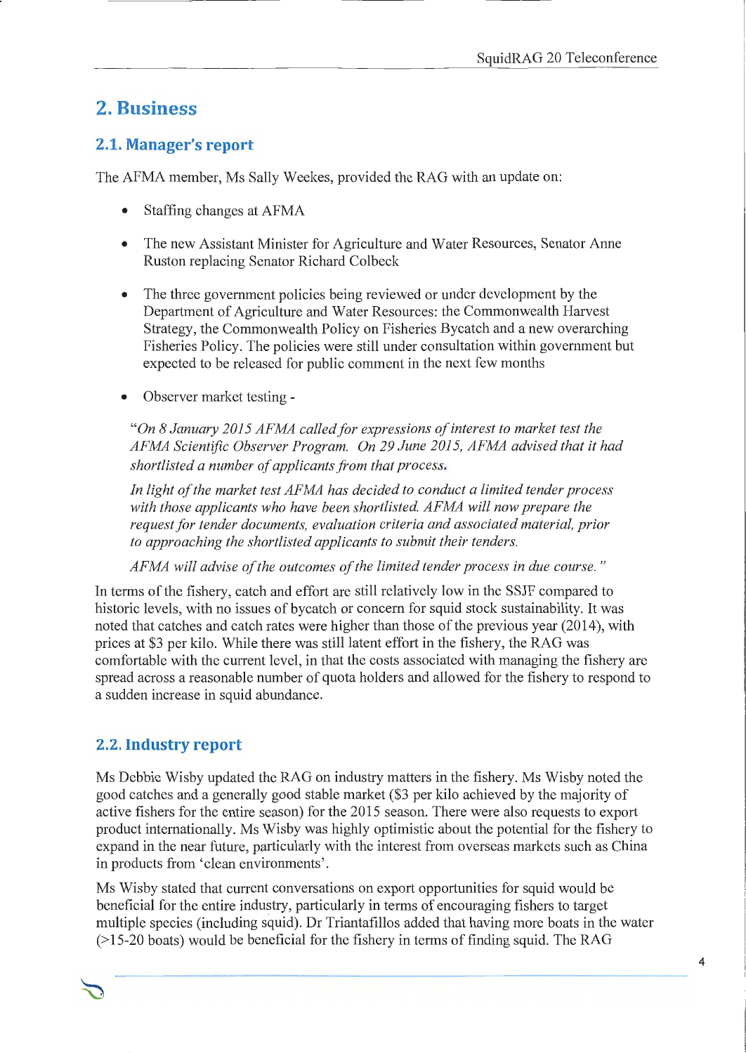## 2. Business

### 2.1. Manager's report

The AFMA member, Ms Sally Weekes, provided the RAG with an update on:

- Staffing changes at AFMA
- The new Assistant Minister for Agriculture and Water Resources, Senator Anne Ruston replacing Senator Richard Colbeck
- The three government policies being reviewed or under development by the Department of Agriculture and Water Resources: the Commonwealth Harvest Strategy, the Commonwealth Policy on Fisheries Bycatch and a new overarching Fisheries Policy. The policies were still under consultation within government but expected to be released for public comment in the next few months
- Observer market testing -

  *"On 8 January 2015 AFMA called for expressions of interest to market test the AFMA Scientific Observer Program. On 29 June 2015, AFMA advised that it had shortlisted a number of applicants from that process.*

  *In light of the market test AFMA has decided to conduct a limited tender process with those applicants who have been shortlisted. AFMA will now prepare the request for tender documents, evaluation criteria and associated material, prior to approaching the shortlisted applicants to submit their tenders.*

  *AFMA will advise of the outcomes of the limited tender process in due course."*

In terms of the fishery, catch and effort are still relatively low in the SSJF compared to historic levels, with no issues of bycatch or concern for squid stock sustainability. It was noted that catches and catch rates were higher than those of the previous year (2014), with prices at $3 per kilo. While there was still latent effort in the fishery, the RAG was comfortable with the current level, in that the costs associated with managing the fishery are spread across a reasonable number of quota holders and allowed for the fishery to respond to a sudden increase in squid abundance.

### 2.2. Industry report

Ms Debbie Wisby updated the RAG on industry matters in the fishery. Ms Wisby noted the good catches and a generally good stable market ($3 per kilo achieved by the majority of active fishers for the entire season) for the 2015 season. There were also requests to export product internationally. Ms Wisby was highly optimistic about the potential for the fishery to expand in the near future, particularly with the interest from overseas markets such as China in products from 'clean environments'.

Ms Wisby stated that current conversations on export opportunities for squid would be beneficial for the entire industry, particularly in terms of encouraging fishers to target multiple species (including squid). Dr Triantafillos added that having more boats in the water (>15-20 boats) would be beneficial for the fishery in terms of finding squid. The RAG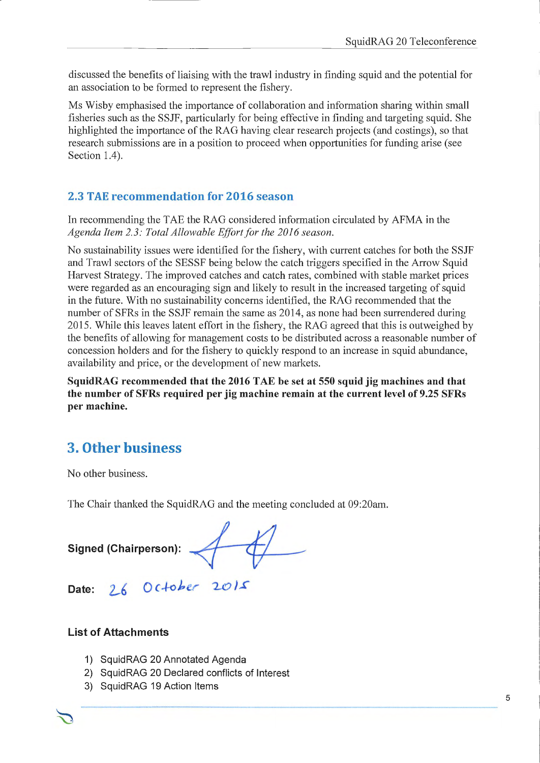discussed the benefits of liaising with the trawl industry in finding squid and the potential for an association to be formed to represent the fishery.

Ms Wisby emphasised the importance of collaboration and information sharing within small fisheries such as the SSJF, particularly for being effective in finding and targeting squid. She highlighted the importance of the RAG having clear research projects (and costings), so that research submissions are in a position to proceed when opportunities for funding arise (see Section 1.4).

## 2.3 TAE recommendation for 2016 season

In recommending the TAE the RAG considered information circulated by AFMA in the *Agenda Item 2.3: Total Allowable Effort for the 2016 season.*

No sustainability issues were identified for the fishery, with current catches for both the SSJF and Trawl sectors of the SESSF being below the catch triggers specified in the Arrow Squid Harvest Strategy. The improved catches and catch rates, combined with stable market prices were regarded as an encouraging sign and likely to result in the increased targeting of squid in the future. With no sustainability concerns identified, the RAG recommended that the number of SFRs in the SSJF remain the same as 2014, as none had been surrendered during 2015. While this leaves latent effort in the fishery, the RAG agreed that this is outweighed by the benefits of allowing for management costs to be distributed across a reasonable number of concession holders and for the fishery to quickly respond to an increase in squid abundance, availability and price, or the development of new markets.

**SquidRAG recommended that the 2016 TAE be set at 550 squid jig machines and that the number of SFRs required per jig machine remain at the current level of 9.25 SFRs per machine.**

# 3. Other business

No other business.

The Chair thanked the SquidRAG and the meeting concluded at 09:20am.

**Signed (Chairperson):**

**Date:** 26 October 2015

### List of Attachments

1) SquidRAG 20 Annotated Agenda
2) SquidRAG 20 Declared conflicts of Interest
3) SquidRAG 19 Action Items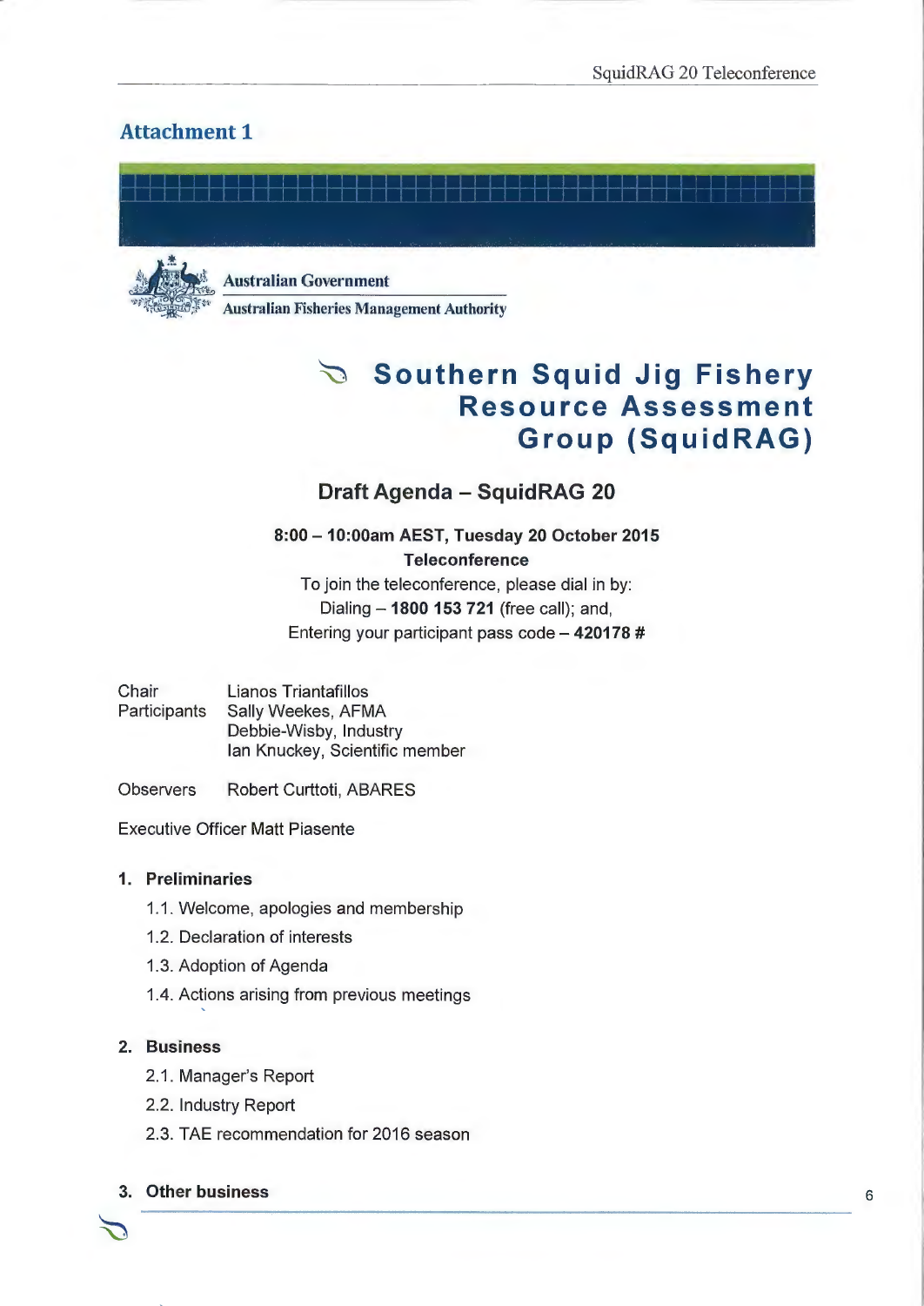## Attachment 1

Australian Government
Australian Fisheries Management Authority

# Southern Squid Jig Fishery Resource Assessment Group (SquidRAG)

## Draft Agenda – SquidRAG 20

**8:00 – 10:00am AEST, Tuesday 20 October 2015**
**Teleconference**
To join the teleconference, please dial in by:
Dialing – **1800 153 721** (free call); and,
Entering your participant pass code – **420178 #**

Chair Lianos Triantafillos
Participants Sally Weekes, AFMA
Debbie-Wisby, Industry
Ian Knuckey, Scientific member

Observers Robert Curttoti, ABARES

Executive Officer Matt Piasente

1. **Preliminaries**
   1.1. Welcome, apologies and membership
   1.2. Declaration of interests
   1.3. Adoption of Agenda
   1.4. Actions arising from previous meetings

2. **Business**
   2.1. Manager's Report
   2.2. Industry Report
   2.3. TAE recommendation for 2016 season

3. **Other business**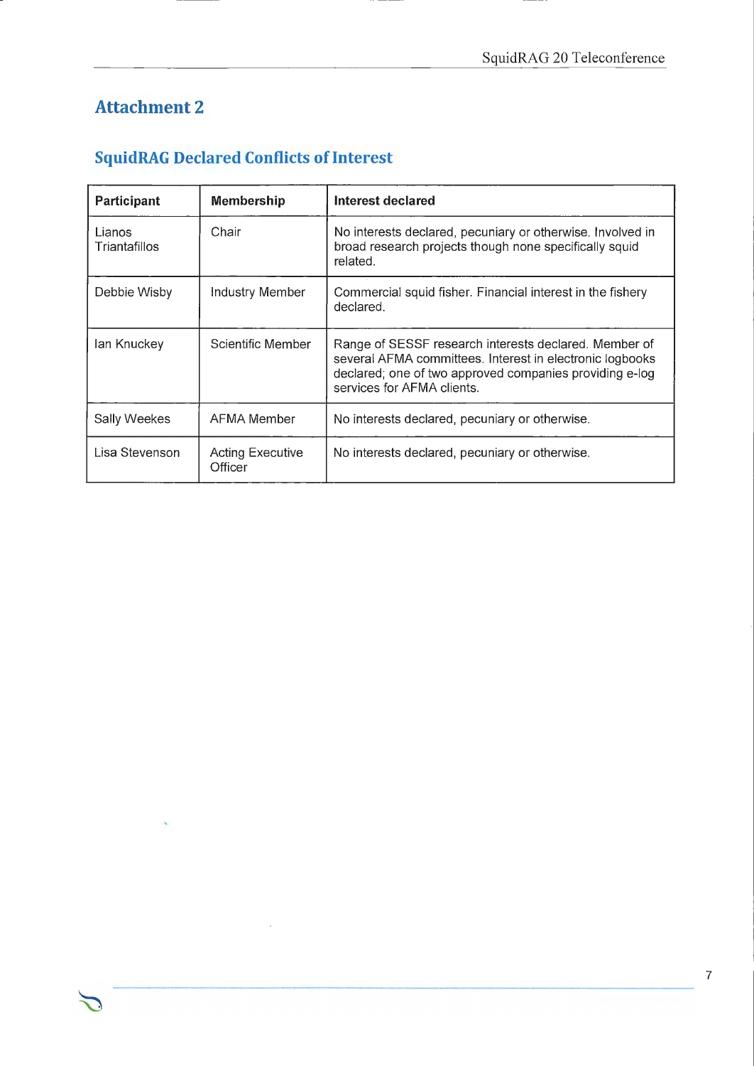## Attachment 2

### SquidRAG Declared Conflicts of Interest

| Participant | Membership | Interest declared |
|---|---|---|
| Lianos Triantafillos | Chair | No interests declared, pecuniary or otherwise. Involved in broad research projects though none specifically squid related. |
| Debbie Wisby | Industry Member | Commercial squid fisher. Financial interest in the fishery declared. |
| Ian Knuckey | Scientific Member | Range of SESSF research interests declared. Member of several AFMA committees. Interest in electronic logbooks declared; one of two approved companies providing e-log services for AFMA clients. |
| Sally Weekes | AFMA Member | No interests declared, pecuniary or otherwise. |
| Lisa Stevenson | Acting Executive Officer | No interests declared, pecuniary or otherwise. |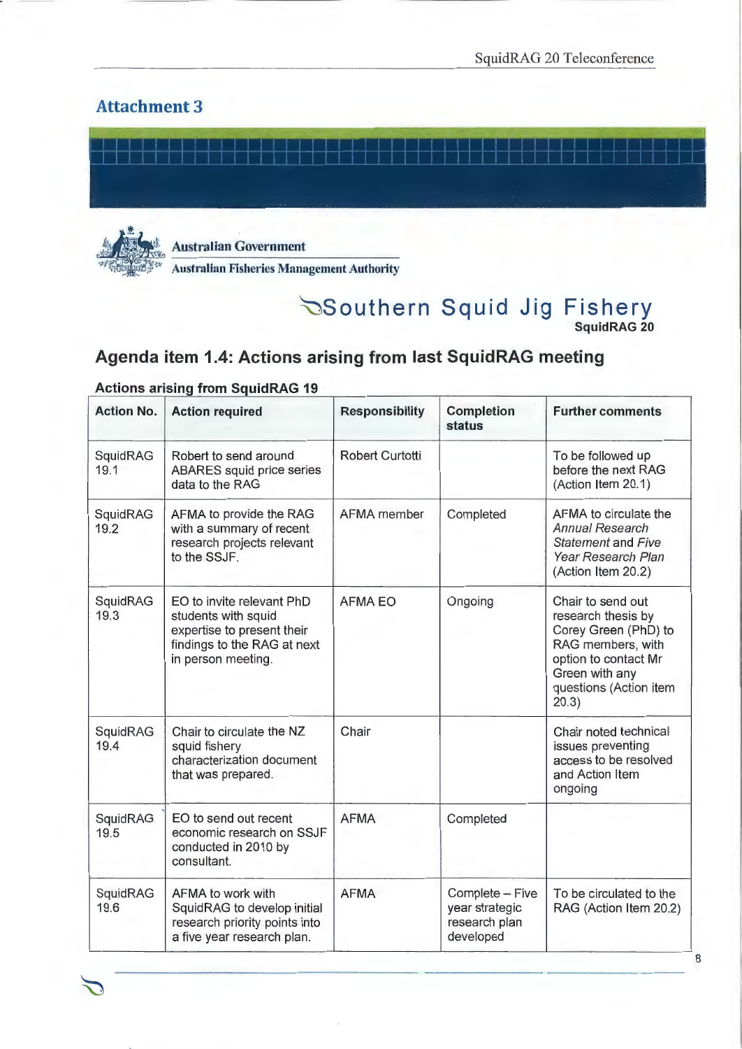## Attachment 3

**Australian Government**

**Australian Fisheries Management Authority**

# Southern Squid Jig Fishery

**SquidRAG 20**

## Agenda item 1.4: Actions arising from last SquidRAG meeting

### Actions arising from SquidRAG 19

| Action No. | Action required | Responsibility | Completion status | Further comments |
|---|---|---|---|---|
| SquidRAG 19.1 | Robert to send around ABARES squid price series data to the RAG | Robert Curtotti | | To be followed up before the next RAG (Action Item 20.1) |
| SquidRAG 19.2 | AFMA to provide the RAG with a summary of recent research projects relevant to the SSJF. | AFMA member | Completed | AFMA to circulate the *Annual Research Statement* and *Five Year Research Plan* (Action Item 20.2) |
| SquidRAG 19.3 | EO to invite relevant PhD students with squid expertise to present their findings to the RAG at next in person meeting. | AFMA EO | Ongoing | Chair to send out research thesis by Corey Green (PhD) to RAG members, with option to contact Mr Green with any questions (Action item 20.3) |
| SquidRAG 19.4 | Chair to circulate the NZ squid fishery characterization document that was prepared. | Chair | | Chair noted technical issues preventing access to be resolved and Action Item ongoing |
| SquidRAG 19.5 | EO to send out recent economic research on SSJF conducted in 2010 by consultant. | AFMA | Completed | |
| SquidRAG 19.6 | AFMA to work with SquidRAG to develop initial research priority points into a five year research plan. | AFMA | Complete – Five year strategic research plan developed | To be circulated to the RAG (Action Item 20.2) |